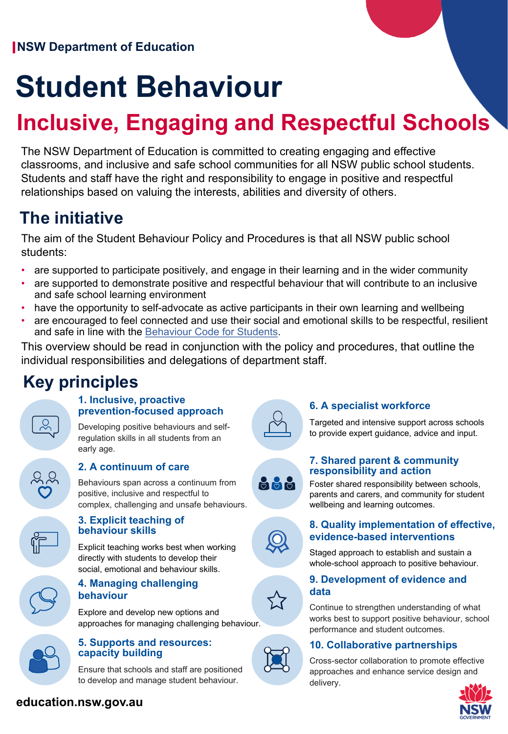NSW Department of Education

# Student Behaviour

## Inclusive, Engaging and Respectful Schools

The NSW Department of Education is committed to creating engaging and effective classrooms, and inclusive and safe school communities for all NSW public school students. Students and staff have the right and responsibility to engage in positive and respectful relationships based on valuing the interests, abilities and diversity of others.

## The initiative

The aim of the Student Behaviour Policy and Procedures is that all NSW public school students:

- are supported to participate positively, and engage in their learning and in the wider community
- are supported to demonstrate positive and respectful behaviour that will contribute to an inclusive and safe school learning environment
- have the opportunity to self-advocate as active participants in their own learning and wellbeing
- are encouraged to feel connected and use their social and emotional skills to be respectful, resilient and safe in line with the Behaviour Code for Students.

This overview should be read in conjunction with the policy and procedures, that outline the individual responsibilities and delegations of department staff.

## Key principles

### 1. Inclusive, proactive prevention-focused approach

Developing positive behaviours and self-regulation skills in all students from an early age.

### 2. A continuum of care

Behaviours span across a continuum from positive, inclusive and respectful to complex, challenging and unsafe behaviours.

### 3. Explicit teaching of behaviour skills

Explicit teaching works best when working directly with students to develop their social, emotional and behaviour skills.

### 4. Managing challenging behaviour

Explore and develop new options and approaches for managing challenging behaviour.

### 5. Supports and resources: capacity building

Ensure that schools and staff are positioned to develop and manage student behaviour.

### 6. A specialist workforce

Targeted and intensive support across schools to provide expert guidance, advice and input.

### 7. Shared parent & community responsibility and action

Foster shared responsibility between schools, parents and carers, and community for student wellbeing and learning outcomes.

### 8. Quality implementation of effective, evidence-based interventions

Staged approach to establish and sustain a whole-school approach to positive behaviour.

### 9. Development of evidence and data

Continue to strengthen understanding of what works best to support positive behaviour, school performance and student outcomes.

### 10. Collaborative partnerships

Cross-sector collaboration to promote effective approaches and enhance service design and delivery.

education.nsw.gov.au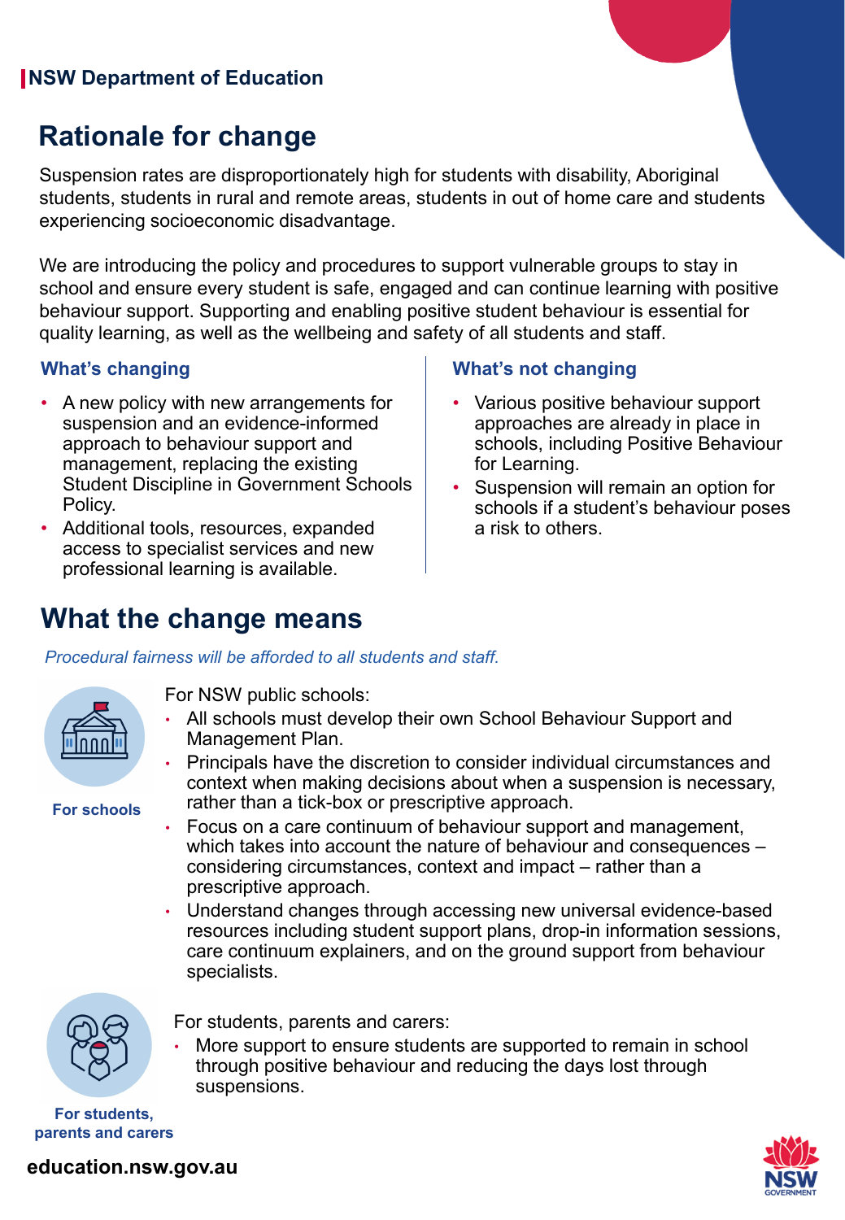NSW Department of Education

# Rationale for change

Suspension rates are disproportionately high for students with disability, Aboriginal students, students in rural and remote areas, students in out of home care and students experiencing socioeconomic disadvantage.

We are introducing the policy and procedures to support vulnerable groups to stay in school and ensure every student is safe, engaged and can continue learning with positive behaviour support. Supporting and enabling positive student behaviour is essential for quality learning, as well as the wellbeing and safety of all students and staff.

### What's changing

- A new policy with new arrangements for suspension and an evidence-informed approach to behaviour support and management, replacing the existing Student Discipline in Government Schools Policy.
- Additional tools, resources, expanded access to specialist services and new professional learning is available.

### What's not changing

- Various positive behaviour support approaches are already in place in schools, including Positive Behaviour for Learning.
- Suspension will remain an option for schools if a student's behaviour poses a risk to others.

# What the change means

*Procedural fairness will be afforded to all students and staff.*

**For schools**

For NSW public schools:

- All schools must develop their own School Behaviour Support and Management Plan.
- Principals have the discretion to consider individual circumstances and context when making decisions about when a suspension is necessary, rather than a tick-box or prescriptive approach.
- Focus on a care continuum of behaviour support and management, which takes into account the nature of behaviour and consequences – considering circumstances, context and impact – rather than a prescriptive approach.
- Understand changes through accessing new universal evidence-based resources including student support plans, drop-in information sessions, care continuum explainers, and on the ground support from behaviour specialists.

**For students, parents and carers**

For students, parents and carers:

- More support to ensure students are supported to remain in school through positive behaviour and reducing the days lost through suspensions.

**education.nsw.gov.au**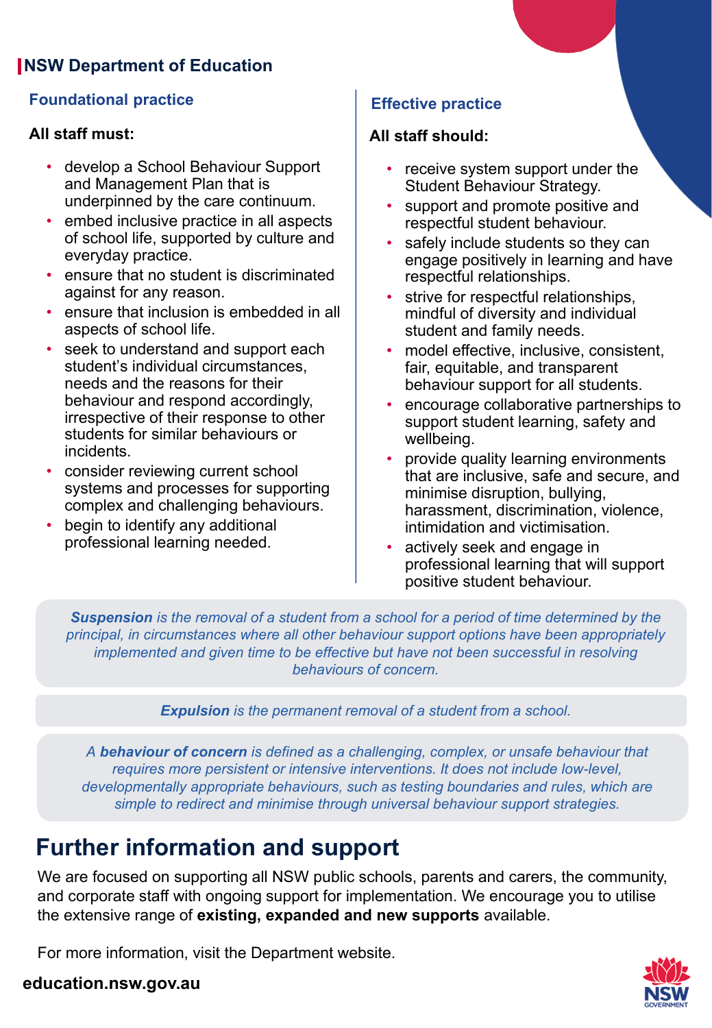**NSW Department of Education**

### Foundational practice

**All staff must:**

- develop a School Behaviour Support and Management Plan that is underpinned by the care continuum.
- embed inclusive practice in all aspects of school life, supported by culture and everyday practice.
- ensure that no student is discriminated against for any reason.
- ensure that inclusion is embedded in all aspects of school life.
- seek to understand and support each student's individual circumstances, needs and the reasons for their behaviour and respond accordingly, irrespective of their response to other students for similar behaviours or incidents.
- consider reviewing current school systems and processes for supporting complex and challenging behaviours.
- begin to identify any additional professional learning needed.

### Effective practice

**All staff should:**

- receive system support under the Student Behaviour Strategy.
- support and promote positive and respectful student behaviour.
- safely include students so they can engage positively in learning and have respectful relationships.
- strive for respectful relationships, mindful of diversity and individual student and family needs.
- model effective, inclusive, consistent, fair, equitable, and transparent behaviour support for all students.
- encourage collaborative partnerships to support student learning, safety and wellbeing.
- provide quality learning environments that are inclusive, safe and secure, and minimise disruption, bullying, harassment, discrimination, violence, intimidation and victimisation.
- actively seek and engage in professional learning that will support positive student behaviour.

***Suspension** is the removal of a student from a school for a period of time determined by the principal, in circumstances where all other behaviour support options have been appropriately implemented and given time to be effective but have not been successful in resolving behaviours of concern.*

***Expulsion** is the permanent removal of a student from a school.*

*A **behaviour of concern** is defined as a challenging, complex, or unsafe behaviour that requires more persistent or intensive interventions. It does not include low-level, developmentally appropriate behaviours, such as testing boundaries and rules, which are simple to redirect and minimise through universal behaviour support strategies.*

## Further information and support

We are focused on supporting all NSW public schools, parents and carers, the community, and corporate staff with ongoing support for implementation. We encourage you to utilise the extensive range of **existing, expanded and new supports** available.

For more information, visit the Department website.

**education.nsw.gov.au**